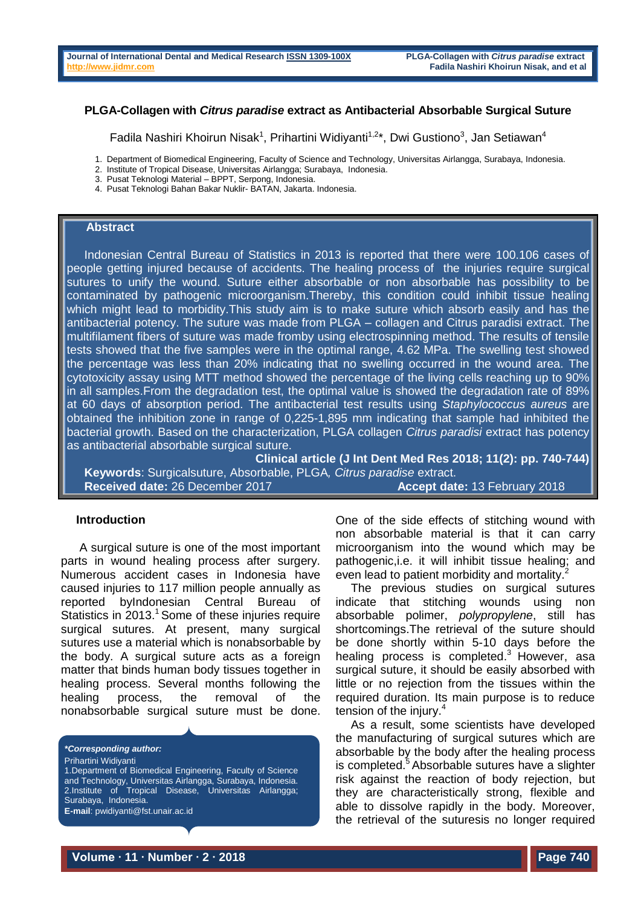# PLGA-Collagen with *Citrus paradise* extract as Antibacterial Absorbable Surgical Suture

Fadila Nashiri Khoirun Nisak[1], Prihartini Widiyanti[1,2]*, Dwi Gustiono[3], Jan Setiawan[4]

1. Department of Biomedical Engineering, Faculty of Science and Technology, Universitas Airlangga, Surabaya, Indonesia.
2. Institute of Tropical Disease, Universitas Airlangga; Surabaya, Indonesia.
3. Pusat Teknologi Material – BPPT, Serpong, Indonesia.
4. Pusat Teknologi Bahan Bakar Nuklir- BATAN, Jakarta. Indonesia.

## Abstract

Indonesian Central Bureau of Statistics in 2013 is reported that there were 100.106 cases of people getting injured because of accidents. The healing process of the injuries require surgical sutures to unify the wound. Suture either absorbable or non absorbable has possibility to be contaminated by pathogenic microorganism.Thereby, this condition could inhibit tissue healing which might lead to morbidity.This study aim is to make suture which absorb easily and has the antibacterial potency. The suture was made from PLGA – collagen and Citrus paradisi extract. The multifilament fibers of suture was made fromby using electrospinning method. The results of tensile tests showed that the five samples were in the optimal range, 4.62 MPa. The swelling test showed the percentage was less than 20% indicating that no swelling occurred in the wound area. The cytotoxicity assay using MTT method showed the percentage of the living cells reaching up to 90% in all samples.From the degradation test, the optimal value is showed the degradation rate of 89% at 60 days of absorption period. The antibacterial test results using *Staphylococcus aureus* are obtained the inhibition zone in range of 0,225-1,895 mm indicating that sample had inhibited the bacterial growth. Based on the characterization, PLGA collagen *Citrus paradisi* extract has potency as antibacterial absorbable surgical suture.

**Clinical article (J Int Dent Med Res 2018; 11(2): pp. 740-744)**

**Keywords**: Surgicalsuture, Absorbable, PLGA, *Citrus paradise* extract.

**Received date:** 26 December 2017 **Accept date:** 13 February 2018

## Introduction

A surgical suture is one of the most important parts in wound healing process after surgery. Numerous accident cases in Indonesia have caused injuries to 117 million people annually as reported byIndonesian Central Bureau of Statistics in 2013.[1] Some of these injuries require surgical sutures. At present, many surgical sutures use a material which is nonabsorbable by the body. A surgical suture acts as a foreign matter that binds human body tissues together in healing process. Several months following the healing process, the removal of the nonabsorbable surgical suture must be done.

***Corresponding author:***
Prihartini Widiyanti
1.Department of Biomedical Engineering, Faculty of Science and Technology, Universitas Airlangga, Surabaya, Indonesia.
2.Institute of Tropical Disease, Universitas Airlangga; Surabaya, Indonesia.
**E-mail**: pwidiyanti@fst.unair.ac.id

One of the side effects of stitching wound with non absorbable material is that it can carry microorganism into the wound which may be pathogenic,i.e. it will inhibit tissue healing; and even lead to patient morbidity and mortality.[2]

The previous studies on surgical sutures indicate that stitching wounds using non absorbable polimer, *polypropylene*, still has shortcomings.The retrieval of the suture should be done shortly within 5-10 days before the healing process is completed.[3] However, asa surgical suture, it should be easily absorbed with little or no rejection from the tissues within the required duration. Its main purpose is to reduce tension of the injury.[4]

As a result, some scientists have developed the manufacturing of surgical sutures which are absorbable by the body after the healing process is completed.[5] Absorbable sutures have a slighter risk against the reaction of body rejection, but they are characteristically strong, flexible and able to dissolve rapidly in the body. Moreover, the retrieval of the suturesis no longer required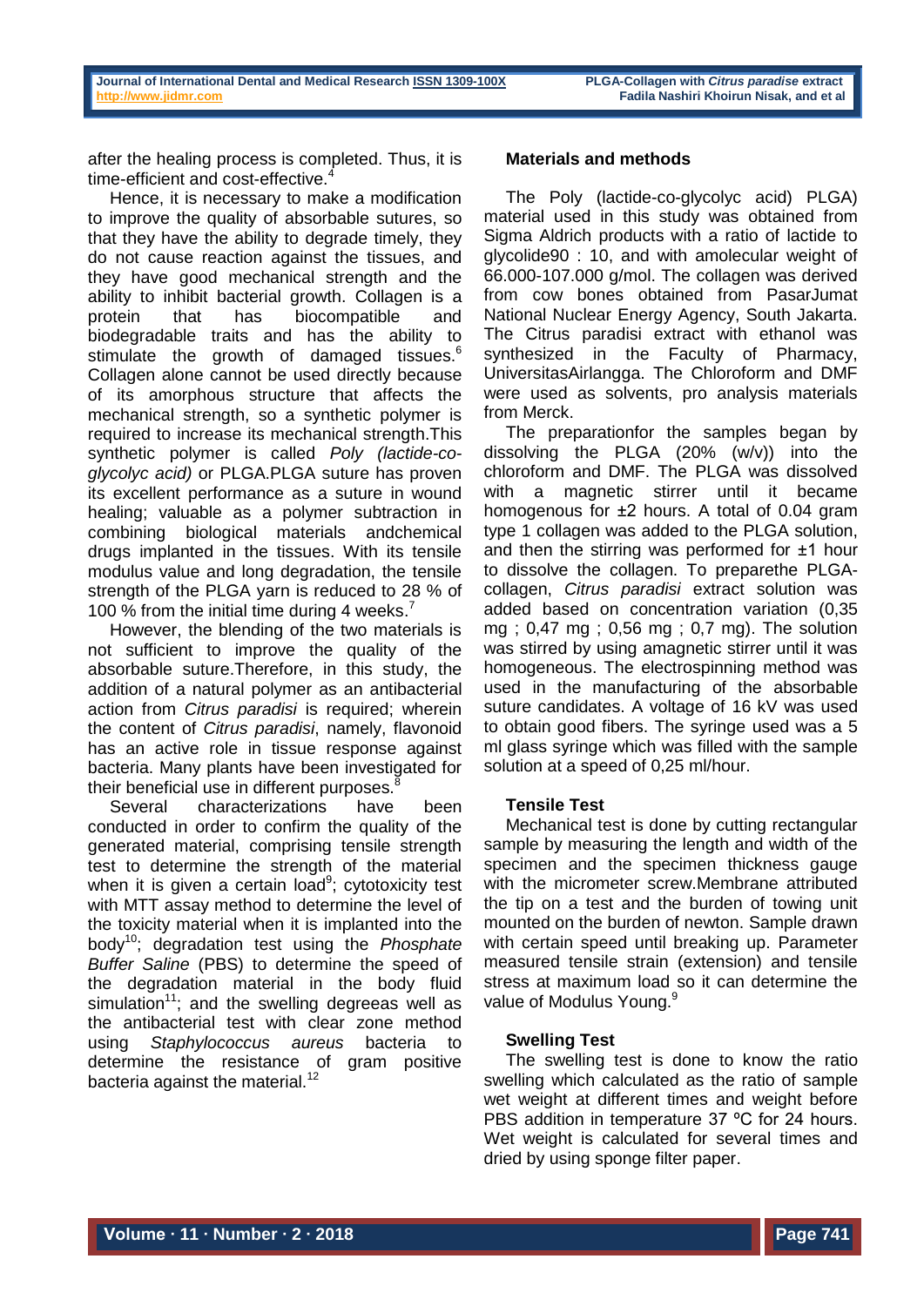after the healing process is completed. Thus, it is time-efficient and cost-effective.[4]

Hence, it is necessary to make a modification to improve the quality of absorbable sutures, so that they have the ability to degrade timely, they do not cause reaction against the tissues, and they have good mechanical strength and the ability to inhibit bacterial growth. Collagen is a protein that has biocompatible and biodegradable traits and has the ability to stimulate the growth of damaged tissues.[6] Collagen alone cannot be used directly because of its amorphous structure that affects the mechanical strength, so a synthetic polymer is required to increase its mechanical strength.This synthetic polymer is called *Poly (lactide-co-glycolyc acid)* or PLGA.PLGA suture has proven its excellent performance as a suture in wound healing; valuable as a polymer subtraction in combining biological materials andchemical drugs implanted in the tissues. With its tensile modulus value and long degradation, the tensile strength of the PLGA yarn is reduced to 28 % of 100 % from the initial time during 4 weeks.[7]

However, the blending of the two materials is not sufficient to improve the quality of the absorbable suture.Therefore, in this study, the addition of a natural polymer as an antibacterial action from *Citrus paradisi* is required; wherein the content of *Citrus paradisi*, namely, flavonoid has an active role in tissue response against bacteria. Many plants have been investigated for their beneficial use in different purposes.[8]

Several characterizations have been conducted in order to confirm the quality of the generated material, comprising tensile strength test to determine the strength of the material when it is given a certain load[9]; cytotoxicity test with MTT assay method to determine the level of the toxicity material when it is implanted into the body[10]; degradation test using the *Phosphate Buffer Saline* (PBS) to determine the speed of the degradation material in the body fluid simulation[11]; and the swelling degreeas well as the antibacterial test with clear zone method using *Staphylococcus aureus* bacteria to determine the resistance of gram positive bacteria against the material.[12]

## Materials and methods

The Poly (lactide-co-glycolyc acid) PLGA) material used in this study was obtained from Sigma Aldrich products with a ratio of lactide to glycolide90 : 10, and with amolecular weight of 66.000-107.000 g/mol. The collagen was derived from cow bones obtained from PasarJumat National Nuclear Energy Agency, South Jakarta. The Citrus paradisi extract with ethanol was synthesized in the Faculty of Pharmacy, UniversitasAirlangga. The Chloroform and DMF were used as solvents, pro analysis materials from Merck.

The preparationfor the samples began by dissolving the PLGA (20% (w/v)) into the chloroform and DMF. The PLGA was dissolved with a magnetic stirrer until it became homogenous for ±2 hours. A total of 0.04 gram type 1 collagen was added to the PLGA solution, and then the stirring was performed for ±1 hour to dissolve the collagen. To preparethe PLGA-collagen, *Citrus paradisi* extract solution was added based on concentration variation (0,35 mg ; 0,47 mg ; 0,56 mg ; 0,7 mg). The solution was stirred by using amagnetic stirrer until it was homogeneous. The electrospinning method was used in the manufacturing of the absorbable suture candidates. A voltage of 16 kV was used to obtain good fibers. The syringe used was a 5 ml glass syringe which was filled with the sample solution at a speed of 0,25 ml/hour.

### Tensile Test

Mechanical test is done by cutting rectangular sample by measuring the length and width of the specimen and the specimen thickness gauge with the micrometer screw.Membrane attributed the tip on a test and the burden of towing unit mounted on the burden of newton. Sample drawn with certain speed until breaking up. Parameter measured tensile strain (extension) and tensile stress at maximum load so it can determine the value of Modulus Young.[9]

### Swelling Test

The swelling test is done to know the ratio swelling which calculated as the ratio of sample wet weight at different times and weight before PBS addition in temperature 37 ºC for 24 hours. Wet weight is calculated for several times and dried by using sponge filter paper.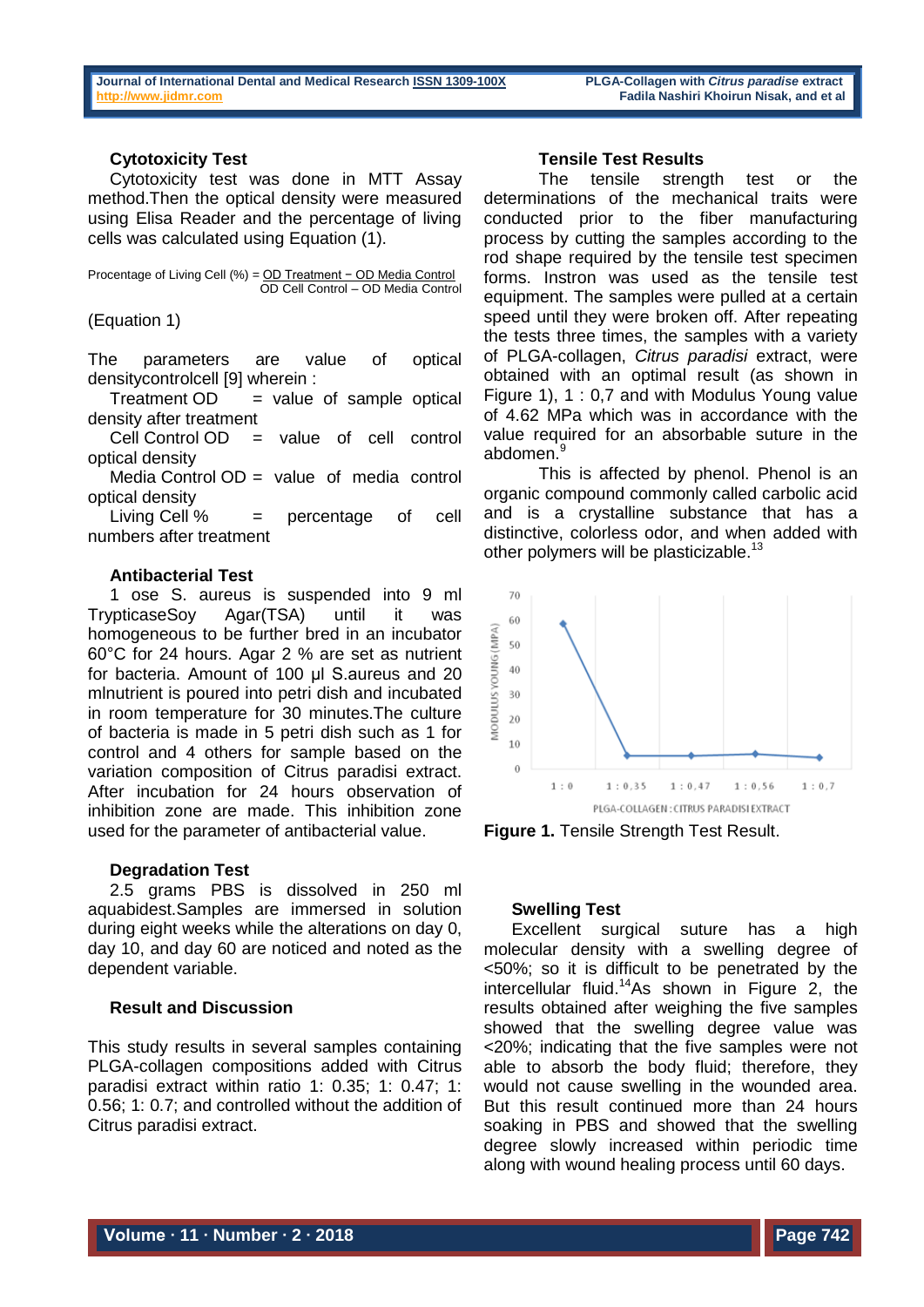### Cytotoxicity Test

Cytotoxicity test was done in MTT Assay method.Then the optical density were measured using Elisa Reader and the percentage of living cells was calculated using Equation (1).

$$\text{Procentage of Living Cell (\%)} = \frac{\text{OD Treatment} - \text{OD Media Control}}{\text{OD Cell Control} - \text{OD Media Control}}$$

(Equation 1)

The parameters are value of optical densitycontrolcell [9] wherein :

Treatment OD = value of sample optical density after treatment

Cell Control OD = value of cell control optical density

Media Control OD = value of media control optical density

Living Cell % = percentage of cell numbers after treatment

### Antibacterial Test

1 ose S. aureus is suspended into 9 ml TrypticaseSoy Agar(TSA) until it was homogeneous to be further bred in an incubator 60°C for 24 hours. Agar 2 % are set as nutrient for bacteria. Amount of 100 µl S.aureus and 20 mlnutrient is poured into petri dish and incubated in room temperature for 30 minutes.The culture of bacteria is made in 5 petri dish such as 1 for control and 4 others for sample based on the variation composition of Citrus paradisi extract. After incubation for 24 hours observation of inhibition zone are made. This inhibition zone used for the parameter of antibacterial value.

### Degradation Test

2.5 grams PBS is dissolved in 250 ml aquabidest.Samples are immersed in solution during eight weeks while the alterations on day 0, day 10, and day 60 are noticed and noted as the dependent variable.

### Result and Discussion

This study results in several samples containing PLGA-collagen compositions added with Citrus paradisi extract within ratio 1: 0.35; 1: 0.47; 1: 0.56; 1: 0.7; and controlled without the addition of Citrus paradisi extract.

### Tensile Test Results

The tensile strength test or the determinations of the mechanical traits were conducted prior to the fiber manufacturing process by cutting the samples according to the rod shape required by the tensile test specimen forms. Instron was used as the tensile test equipment. The samples were pulled at a certain speed until they were broken off. After repeating the tests three times, the samples with a variety of PLGA-collagen, *Citrus paradisi* extract, were obtained with an optimal result (as shown in Figure 1), 1 : 0,7 and with Modulus Young value of 4.62 MPa which was in accordance with the value required for an absorbable suture in the abdomen.[9]

This is affected by phenol. Phenol is an organic compound commonly called carbolic acid and is a crystalline substance that has a distinctive, colorless odor, and when added with other polymers will be plasticizable.[13]

MODULUS YOUNG (MPA)
70
60
50
40
30
20
10
0
1 : 0
1 : 0,35
1 : 0,47
1 : 0,56
1 : 0,7
PLGA-COLLAGEN : CITRUS PARADISI EXTRACT

**Figure 1.** Tensile Strength Test Result.

### Swelling Test

Excellent surgical suture has a high molecular density with a swelling degree of <50%; so it is difficult to be penetrated by the intercellular fluid.[14]As shown in Figure 2, the results obtained after weighing the five samples showed that the swelling degree value was <20%; indicating that the five samples were not able to absorb the body fluid; therefore, they would not cause swelling in the wounded area. But this result continued more than 24 hours soaking in PBS and showed that the swelling degree slowly increased within periodic time along with wound healing process until 60 days.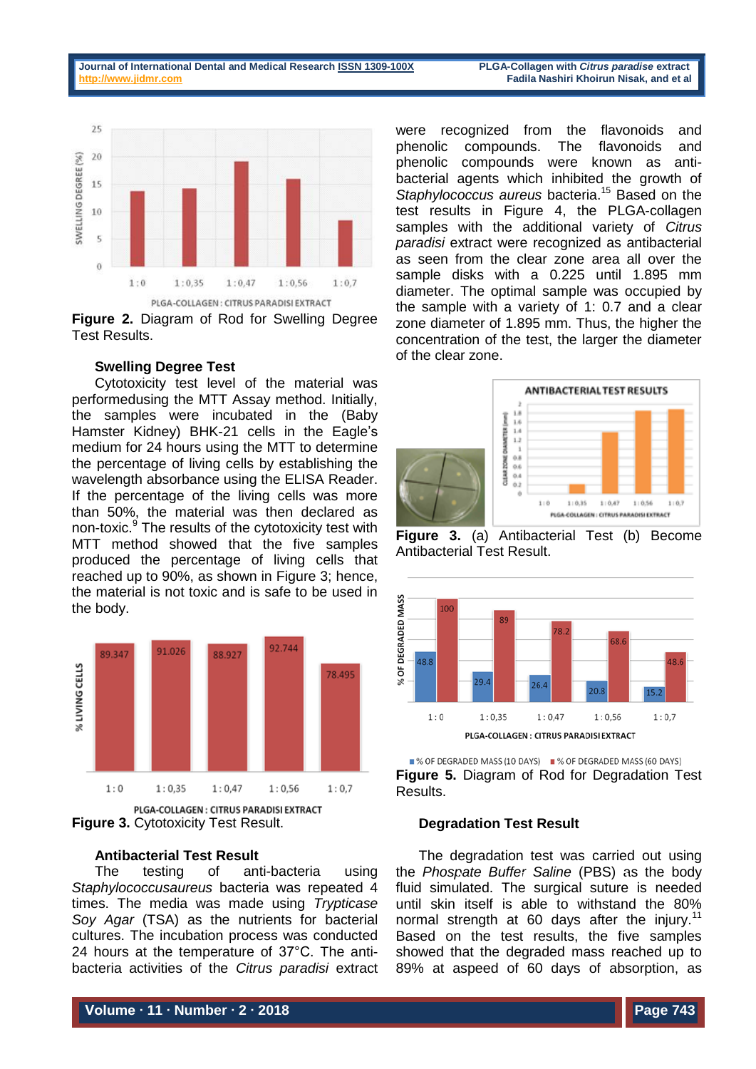25
20
15
10
5
0
SWELLING DEGREE (%)
1:0
1:0,35
1:0,47
1:0,56
1:0,7
PLGA-COLLAGEN : CITRUS PARADISI EXTRACT

**Figure 2.** Diagram of Rod for Swelling Degree Test Results.

### Swelling Degree Test

Cytotoxicity test level of the material was performedusing the MTT Assay method. Initially, the samples were incubated in the (Baby Hamster Kidney) BHK-21 cells in the Eagle's medium for 24 hours using the MTT to determine the percentage of living cells by establishing the wavelength absorbance using the ELISA Reader. If the percentage of the living cells was more than 50%, the material was then declared as non-toxic.[9] The results of the cytotoxicity test with MTT method showed that the five samples produced the percentage of living cells that reached up to 90%, as shown in Figure 3; hence, the material is not toxic and is safe to be used in the body.

% LIVING CELLS
89.347
91.026
88.927
92.744
78.495
1:0
1:0,35
1:0,47
1:0,56
1:0,7
PLGA-COLLAGEN : CITRUS PARADISI EXTRACT

**Figure 3.** Cytotoxicity Test Result.

### Antibacterial Test Result

The testing of anti-bacteria using *Staphylococcusaureus* bacteria was repeated 4 times. The media was made using *Trypticase Soy Agar* (TSA) as the nutrients for bacterial cultures. The incubation process was conducted 24 hours at the temperature of 37°C. The anti-bacteria activities of the *Citrus paradisi* extract were recognized from the flavonoids and phenolic compounds. The flavonoids and phenolic compounds were known as anti-bacterial agents which inhibited the growth of *Staphylococcus aureus* bacteria.[15] Based on the test results in Figure 4, the PLGA-collagen samples with the additional variety of *Citrus paradisi* extract were recognized as antibacterial as seen from the clear zone area all over the sample disks with a 0.225 until 1.895 mm diameter. The optimal sample was occupied by the sample with a variety of 1: 0.7 and a clear zone diameter of 1.895 mm. Thus, the higher the concentration of the test, the larger the diameter of the clear zone.

ANTIBACTERIAL TEST RESULTS
CLEAR ZONE DIAMETER (mm)
2
1.8
1.6
1.4
1.2
1
0.8
0.6
0.4
0.2
0
1:0
1:0,35
1:0,47
1:0,56
1:0,7
PLGA-COLLAGEN : CITRUS PARADISI EXTRACT

**Figure 3.** (a) Antibacterial Test (b) Become Antibacterial Test Result.

% OF DEGRADED MASS
100
48.8
89
29.4
78.2
26.4
68.6
20.8
48.6
15.2
1:0
1:0,35
1:0,47
1:0,56
1:0,7
PLGA-COLLAGEN : CITRUS PARADISI EXTRACT
% OF DEGRADED MASS (10 DAYS)
% OF DEGRADED MASS (60 DAYS)

**Figure 5.** Diagram of Rod for Degradation Test Results.

### Degradation Test Result

The degradation test was carried out using the *Phospate Buffer Saline* (PBS) as the body fluid simulated. The surgical suture is needed until skin itself is able to withstand the 80% normal strength at 60 days after the injury.[11] Based on the test results, the five samples showed that the degraded mass reached up to 89% at aspeed of 60 days of absorption, as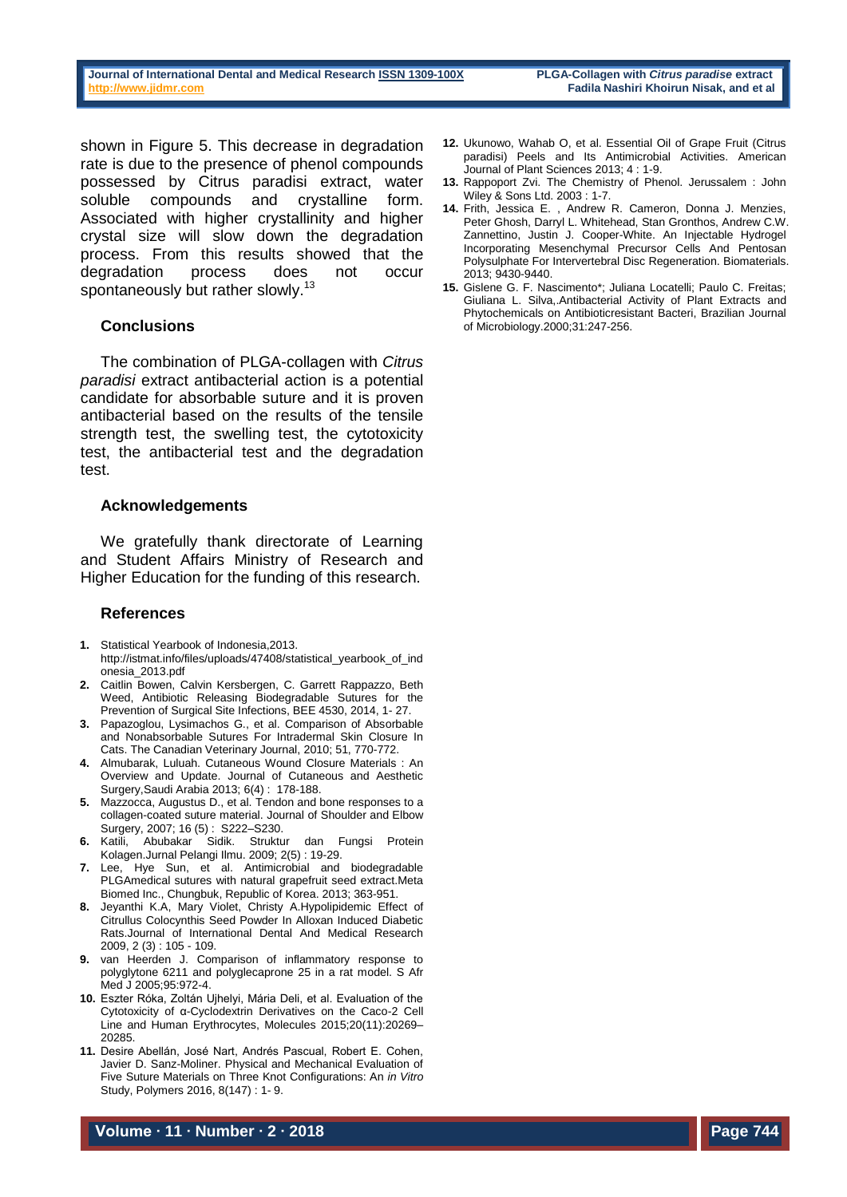shown in Figure 5. This decrease in degradation rate is due to the presence of phenol compounds possessed by Citrus paradisi extract, water soluble compounds and crystalline form. Associated with higher crystallinity and higher crystal size will slow down the degradation process. From this results showed that the degradation process does not occur spontaneously but rather slowly.[13]

## Conclusions

The combination of PLGA-collagen with *Citrus paradisi* extract antibacterial action is a potential candidate for absorbable suture and it is proven antibacterial based on the results of the tensile strength test, the swelling test, the cytotoxicity test, the antibacterial test and the degradation test.

## Acknowledgements

We gratefully thank directorate of Learning and Student Affairs Ministry of Research and Higher Education for the funding of this research.

## References

1. Statistical Yearbook of Indonesia,2013. http://istmat.info/files/uploads/47408/statistical_yearbook_of_indonesia_2013.pdf
2. Caitlin Bowen, Calvin Kersbergen, C. Garrett Rappazzo, Beth Weed, Antibiotic Releasing Biodegradable Sutures for the Prevention of Surgical Site Infections, BEE 4530, 2014, 1- 27.
3. Papazoglou, Lysimachos G., et al. Comparison of Absorbable and Nonabsorbable Sutures For Intradermal Skin Closure In Cats. The Canadian Veterinary Journal, 2010; 51, 770-772.
4. Almubarak, Luluah. Cutaneous Wound Closure Materials : An Overview and Update. Journal of Cutaneous and Aesthetic Surgery,Saudi Arabia 2013; 6(4) : 178-188.
5. Mazzocca, Augustus D., et al. Tendon and bone responses to a collagen-coated suture material. Journal of Shoulder and Elbow Surgery, 2007; 16 (5) : S222–S230.
6. Katili, Abubakar Sidik. Struktur dan Fungsi Protein Kolagen.Jurnal Pelangi Ilmu. 2009; 2(5) : 19-29.
7. Lee, Hye Sun, et al. Antimicrobial and biodegradable PLGAmedical sutures with natural grapefruit seed extract.Meta Biomed Inc., Chungbuk, Republic of Korea. 2013; 363-951.
8. Jeyanthi K.A, Mary Violet, Christy A.Hypolipidemic Effect of Citrullus Colocynthis Seed Powder In Alloxan Induced Diabetic Rats.Journal of International Dental And Medical Research 2009, 2 (3) : 105 - 109.
9. van Heerden J. Comparison of inflammatory response to polyglytone 6211 and polyglecaprone 25 in a rat model. S Afr Med J 2005;95:972-4.
10. Eszter Róka, Zoltán Ujhelyi, Mária Deli, et al. Evaluation of the Cytotoxicity of α-Cyclodextrin Derivatives on the Caco-2 Cell Line and Human Erythrocytes, Molecules 2015;20(11):20269–20285.
11. Desire Abellán, José Nart, Andrés Pascual, Robert E. Cohen, Javier D. Sanz-Moliner. Physical and Mechanical Evaluation of Five Suture Materials on Three Knot Configurations: An *in Vitro* Study, Polymers 2016, 8(147) : 1- 9.
12. Ukunowo, Wahab O, et al. Essential Oil of Grape Fruit (Citrus paradisi) Peels and Its Antimicrobial Activities. American Journal of Plant Sciences 2013; 4 : 1-9.
13. Rappoport Zvi. The Chemistry of Phenol. Jerussalem : John Wiley & Sons Ltd. 2003 : 1-7.
14. Frith, Jessica E. , Andrew R. Cameron, Donna J. Menzies, Peter Ghosh, Darryl L. Whitehead, Stan Gronthos, Andrew C.W. Zannettino, Justin J. Cooper-White. An Injectable Hydrogel Incorporating Mesenchymal Precursor Cells And Pentosan Polysulphate For Intervertebral Disc Regeneration. Biomaterials. 2013; 9430-9440.
15. Gislene G. F. Nascimento*; Juliana Locatelli; Paulo C. Freitas; Giuliana L. Silva,.Antibacterial Activity of Plant Extracts and Phytochemicals on Antibioticresistant Bacteri, Brazilian Journal of Microbiology.2000;31:247-256.